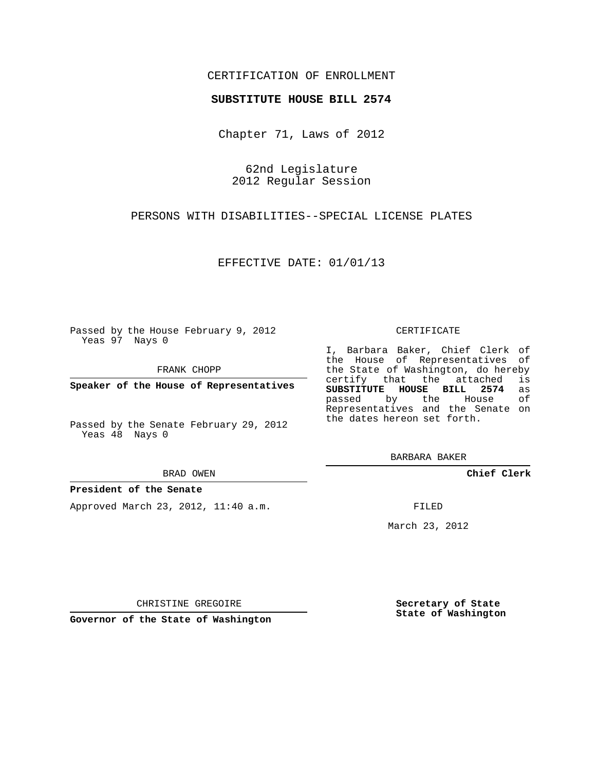CERTIFICATION OF ENROLLMENT

**SUBSTITUTE HOUSE BILL 2574**

Chapter 71, Laws of 2012

62nd Legislature
2012 Regular Session

PERSONS WITH DISABILITIES--SPECIAL LICENSE PLATES

EFFECTIVE DATE: 01/01/13

Passed by the House February 9, 2012
Yeas 97 Nays 0

FRANK CHOPP

**Speaker of the House of Representatives**

Passed by the Senate February 29, 2012
Yeas 48 Nays 0

BRAD OWEN

**President of the Senate**

Approved March 23, 2012, 11:40 a.m.

CHRISTINE GREGOIRE

**Governor of the State of Washington**

CERTIFICATE

I, Barbara Baker, Chief Clerk of the House of Representatives of the State of Washington, do hereby certify that the attached is **SUBSTITUTE HOUSE BILL 2574** as passed by the House of Representatives and the Senate on the dates hereon set forth.

BARBARA BAKER

**Chief Clerk**

FILED

March 23, 2012

**Secretary of State**
**State of Washington**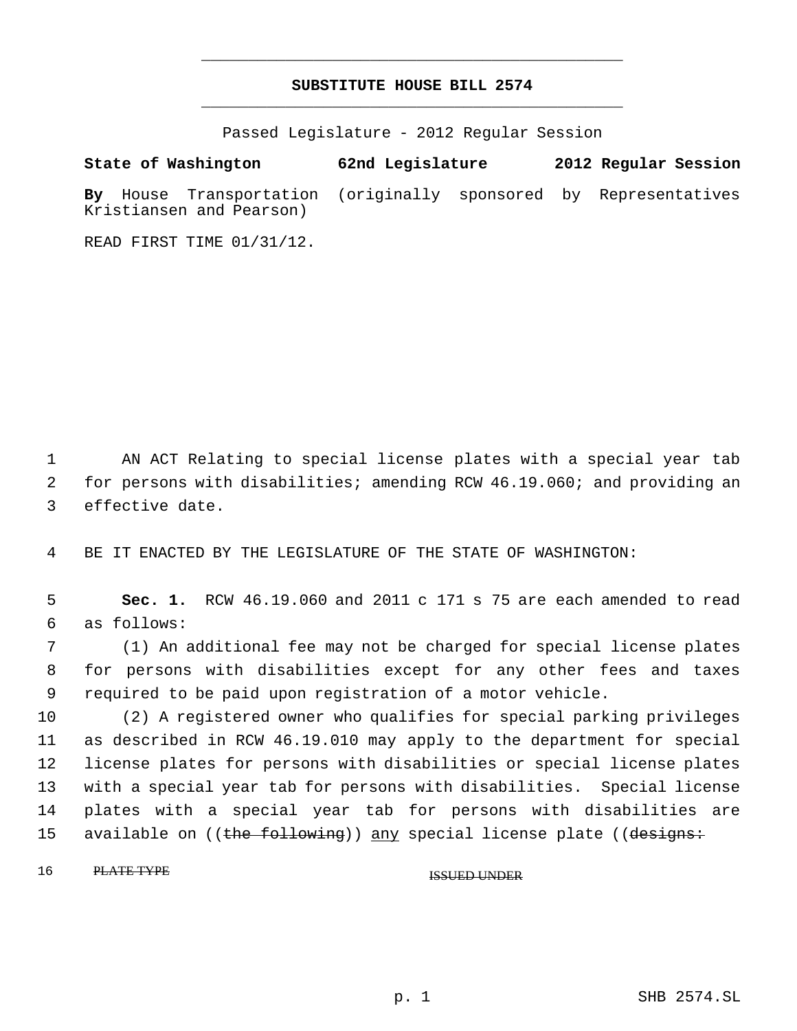# SUBSTITUTE HOUSE BILL 2574

Passed Legislature - 2012 Regular Session

**State of Washington 62nd Legislature 2012 Regular Session**

**By** House Transportation (originally sponsored by Representatives Kristiansen and Pearson)

READ FIRST TIME 01/31/12.

1 AN ACT Relating to special license plates with a special year tab
2 for persons with disabilities; amending RCW 46.19.060; and providing an
3 effective date.

4 BE IT ENACTED BY THE LEGISLATURE OF THE STATE OF WASHINGTON:

5 **Sec. 1.** RCW 46.19.060 and 2011 c 171 s 75 are each amended to read
6 as follows:

7 (1) An additional fee may not be charged for special license plates
8 for persons with disabilities except for any other fees and taxes
9 required to be paid upon registration of a motor vehicle.

10 (2) A registered owner who qualifies for special parking privileges
11 as described in RCW 46.19.010 may apply to the department for special
12 license plates for persons with disabilities or special license plates
13 with a special year tab for persons with disabilities. Special license
14 plates with a special year tab for persons with disabilities are
15 available on ((~~the following~~)) <u>any</u> special license plate ((~~designs:~~

16 ~~PLATE TYPE~~ ~~ISSUED UNDER~~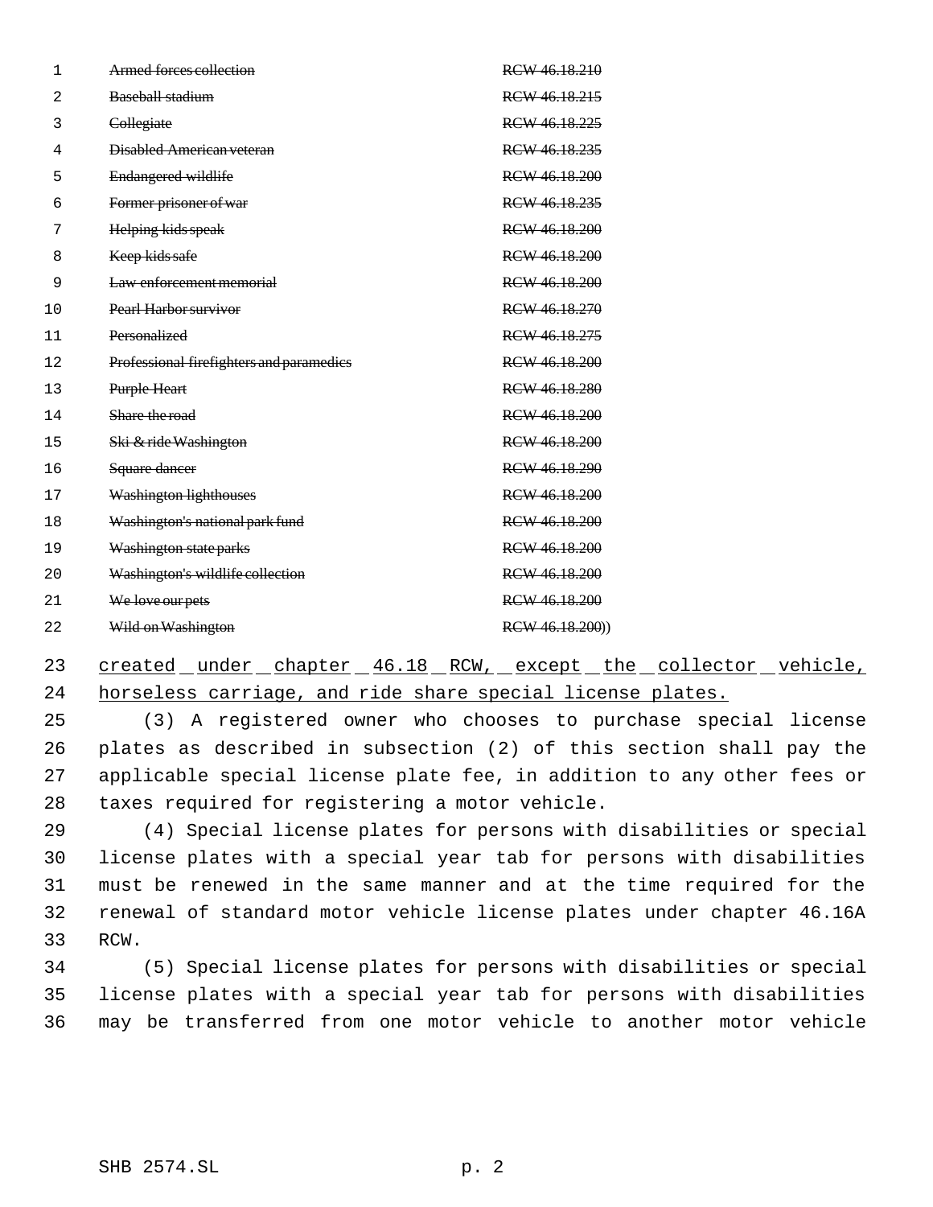| | |
|---|---|
| ~~Armed forces collection~~ | ~~RCW 46.18.210~~ |
| ~~Baseball stadium~~ | ~~RCW 46.18.215~~ |
| ~~Collegiate~~ | ~~RCW 46.18.225~~ |
| ~~Disabled American veteran~~ | ~~RCW 46.18.235~~ |
| ~~Endangered wildlife~~ | ~~RCW 46.18.200~~ |
| ~~Former prisoner of war~~ | ~~RCW 46.18.235~~ |
| ~~Helping kids speak~~ | ~~RCW 46.18.200~~ |
| ~~Keep kids safe~~ | ~~RCW 46.18.200~~ |
| ~~Law enforcement memorial~~ | ~~RCW 46.18.200~~ |
| ~~Pearl Harbor survivor~~ | ~~RCW 46.18.270~~ |
| ~~Personalized~~ | ~~RCW 46.18.275~~ |
| ~~Professional firefighters and paramedics~~ | ~~RCW 46.18.200~~ |
| ~~Purple Heart~~ | ~~RCW 46.18.280~~ |
| ~~Share the road~~ | ~~RCW 46.18.200~~ |
| ~~Ski & ride Washington~~ | ~~RCW 46.18.200~~ |
| ~~Square dancer~~ | ~~RCW 46.18.290~~ |
| ~~Washington lighthouses~~ | ~~RCW 46.18.200~~ |
| ~~Washington's national park fund~~ | ~~RCW 46.18.200~~ |
| ~~Washington state parks~~ | ~~RCW 46.18.200~~ |
| ~~Washington's wildlife collection~~ | ~~RCW 46.18.200~~ |
| ~~We love our pets~~ | ~~RCW 46.18.200~~ |
| ~~Wild on Washington~~ | ~~RCW 46.18.200~~)) |

<u>created under chapter 46.18 RCW, except the collector vehicle, horseless carriage, and ride share special license plates.</u>

(3) A registered owner who chooses to purchase special license plates as described in subsection (2) of this section shall pay the applicable special license plate fee, in addition to any other fees or taxes required for registering a motor vehicle.

(4) Special license plates for persons with disabilities or special license plates with a special year tab for persons with disabilities must be renewed in the same manner and at the time required for the renewal of standard motor vehicle license plates under chapter 46.16A RCW.

(5) Special license plates for persons with disabilities or special license plates with a special year tab for persons with disabilities may be transferred from one motor vehicle to another motor vehicle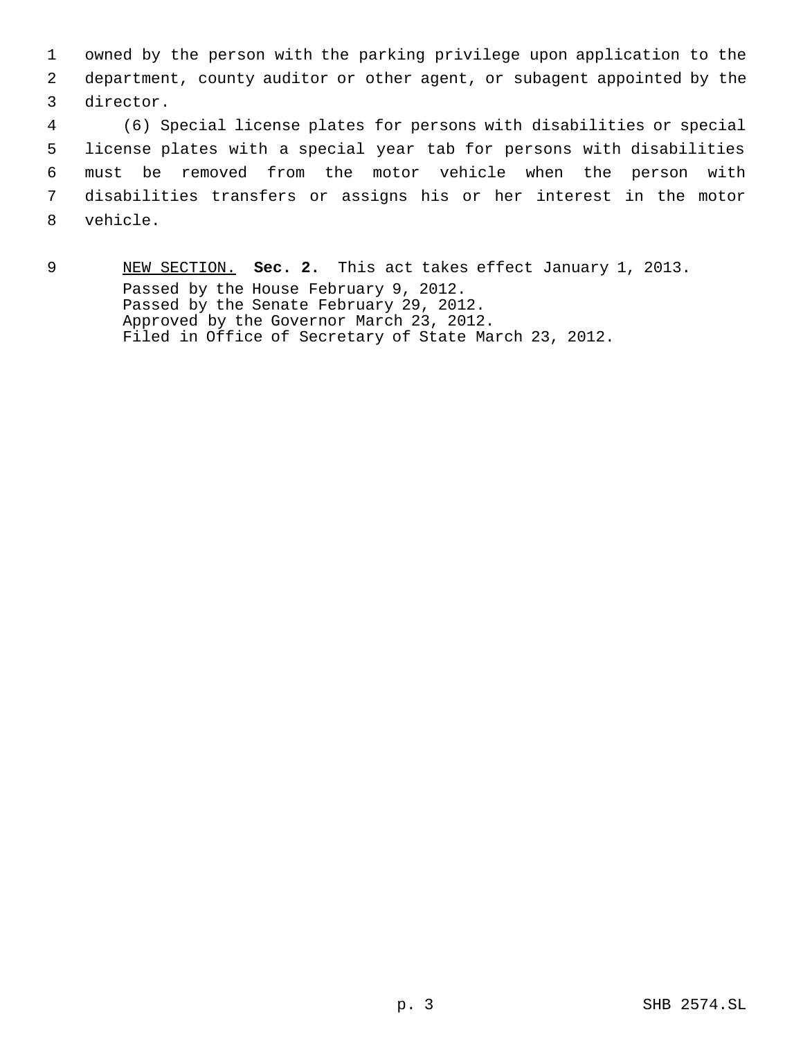owned by the person with the parking privilege upon application to the department, county auditor or other agent, or subagent appointed by the director.

(6) Special license plates for persons with disabilities or special license plates with a special year tab for persons with disabilities must be removed from the motor vehicle when the person with disabilities transfers or assigns his or her interest in the motor vehicle.

NEW SECTION. **Sec. 2.** This act takes effect January 1, 2013.

Passed by the House February 9, 2012.
Passed by the Senate February 29, 2012.
Approved by the Governor March 23, 2012.
Filed in Office of Secretary of State March 23, 2012.